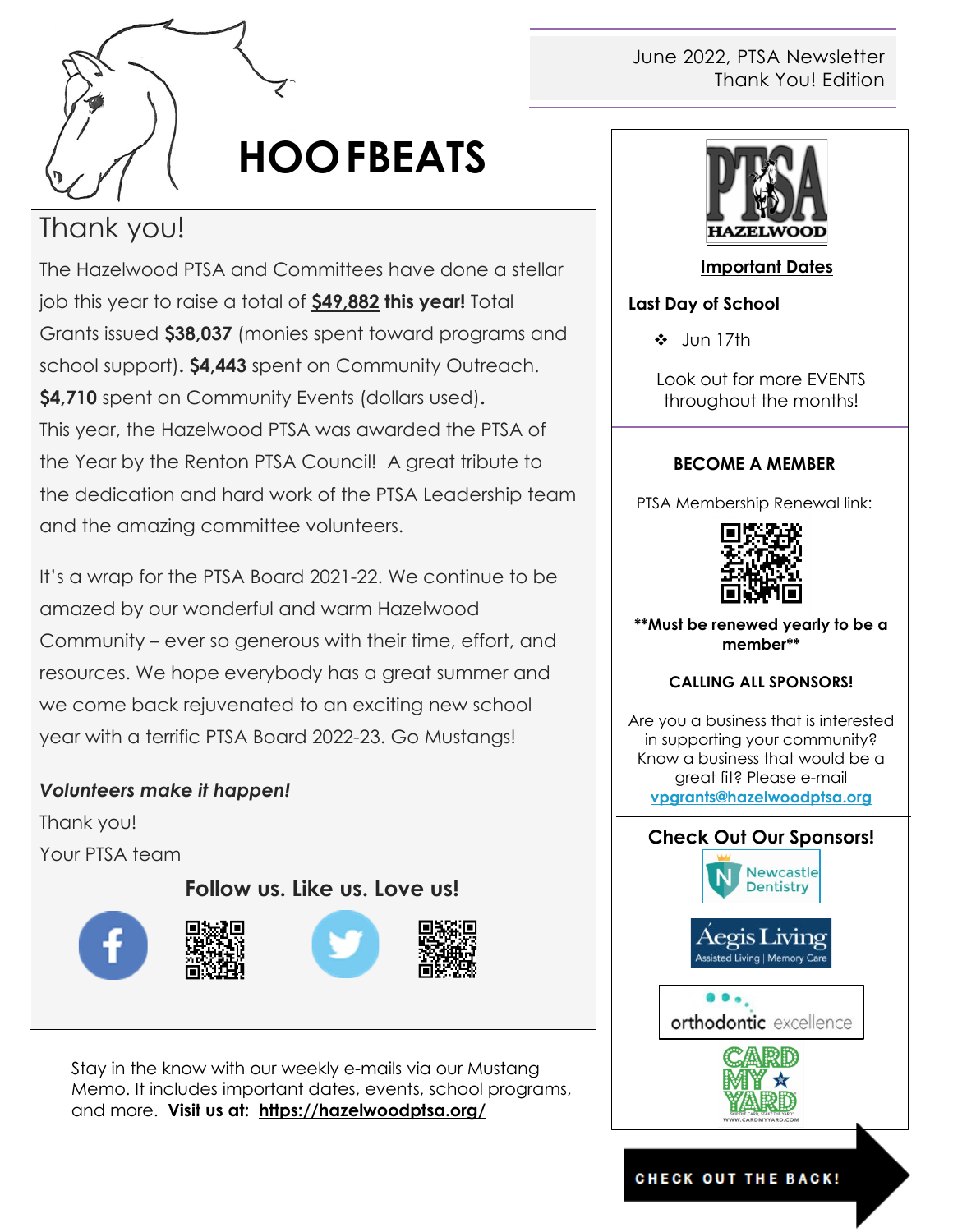June 2022, PTSA Newsletter
Thank You! Edition

# HOOFBEATS

## Thank you!

The Hazelwood PTSA and Committees have done a stellar job this year to raise a total of **$49,882 this year!** Total Grants issued **$38,037** (monies spent toward programs and school support)**. $4,443** spent on Community Outreach. **$4,710** spent on Community Events (dollars used)**.** This year, the Hazelwood PTSA was awarded the PTSA of the Year by the Renton PTSA Council! A great tribute to the dedication and hard work of the PTSA Leadership team and the amazing committee volunteers.

It's a wrap for the PTSA Board 2021-22. We continue to be amazed by our wonderful and warm Hazelwood Community – ever so generous with their time, effort, and resources. We hope everybody has a great summer and we come back rejuvenated to an exciting new school year with a terrific PTSA Board 2022-23. Go Mustangs!

***Volunteers make it happen!***

Thank you!

Your PTSA team

**Follow us. Like us. Love us!**

Stay in the know with our weekly e-mails via our Mustang Memo. It includes important dates, events, school programs, and more. **Visit us at: https://hazelwoodptsa.org/**

---

PTSA HAZELWOOD

**Important Dates**

**Last Day of School**

- Jun 17th

Look out for more EVENTS throughout the months!

**BECOME A MEMBER**

PTSA Membership Renewal link:

****Must be renewed yearly to be a member****

**CALLING ALL SPONSORS!**

Are you a business that is interested in supporting your community? Know a business that would be a great fit? Please e-mail **vpgrants@hazelwoodptsa.org**

**Check Out Our Sponsors!**

Newcastle Dentistry

Aegis Living – Assisted Living | Memory Care

orthodontic excellence

CARD MY YARD – WWW.CARDMYYARD.COM

**CHECK OUT THE BACK!**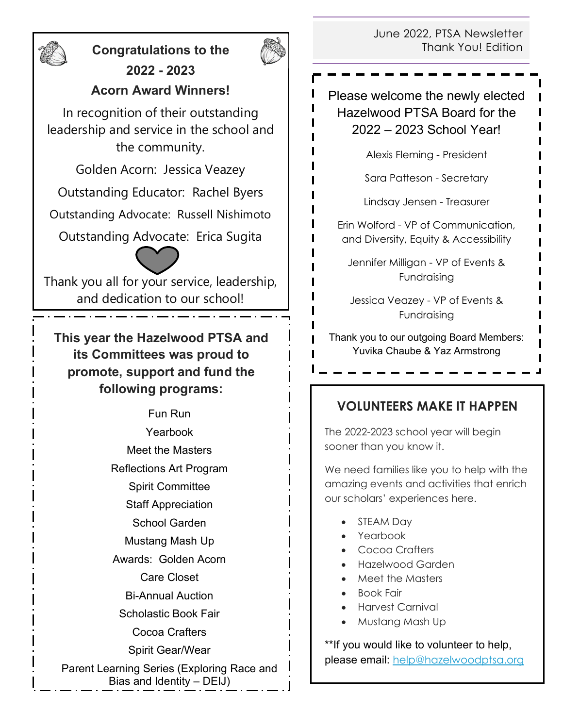June 2022, PTSA Newsletter
Thank You! Edition

## Congratulations to the 2022 - 2023 Acorn Award Winners!

In recognition of their outstanding leadership and service in the school and the community.

Golden Acorn: Jessica Veazey

Outstanding Educator: Rachel Byers

Outstanding Advocate: Russell Nishimoto

Outstanding Advocate: Erica Sugita

Thank you all for your service, leadership, and dedication to our school!

## This year the Hazelwood PTSA and its Committees was proud to promote, support and fund the following programs:

Fun Run
Yearbook
Meet the Masters
Reflections Art Program
Spirit Committee
Staff Appreciation
School Garden
Mustang Mash Up
Awards: Golden Acorn
Care Closet
Bi-Annual Auction
Scholastic Book Fair
Cocoa Crafters
Spirit Gear/Wear
Parent Learning Series (Exploring Race and Bias and Identity – DEIJ)

## Please welcome the newly elected Hazelwood PTSA Board for the 2022 – 2023 School Year!

Alexis Fleming - President

Sara Patteson - Secretary

Lindsay Jensen - Treasurer

Erin Wolford - VP of Communication, and Diversity, Equity & Accessibility

Jennifer Milligan - VP of Events & Fundraising

Jessica Veazey - VP of Events & Fundraising

Thank you to our outgoing Board Members: Yuvika Chaube & Yaz Armstrong

## VOLUNTEERS MAKE IT HAPPEN

The 2022-2023 school year will begin sooner than you know it.

We need families like you to help with the amazing events and activities that enrich our scholars' experiences here.

- STEAM Day
- Yearbook
- Cocoa Crafters
- Hazelwood Garden
- Meet the Masters
- Book Fair
- Harvest Carnival
- Mustang Mash Up

**If you would like to volunteer to help, please email: help@hazelwoodptsa.org